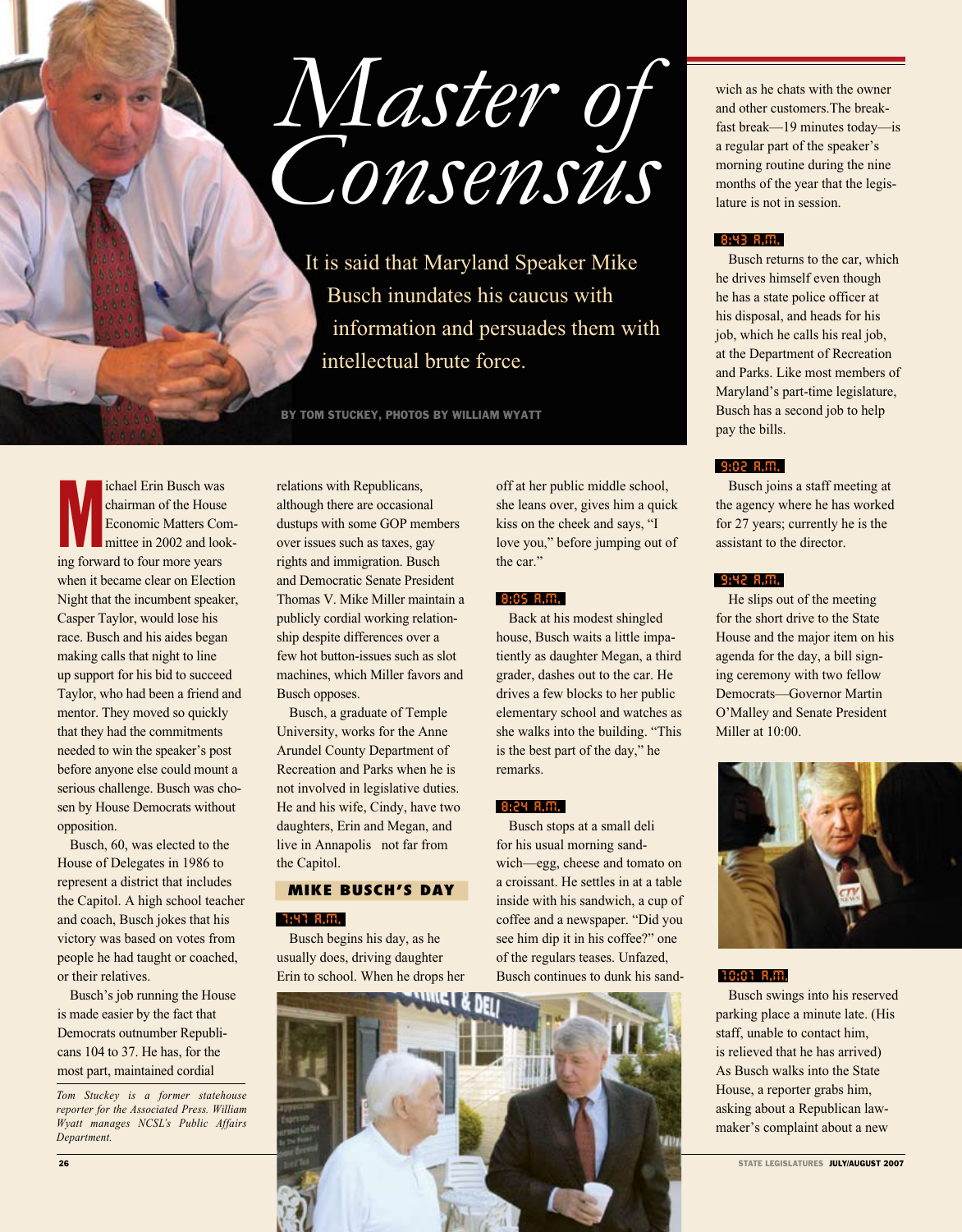# Master of Consensus

It is said that Maryland Speaker Mike Busch inundates his caucus with information and persuades them with intellectual brute force.

BY TOM STUCKEY, PHOTOS BY WILLIAM WYATT

Michael Erin Busch was chairman of the House Economic Matters Committee in 2002 and looking forward to four more years when it became clear on Election Night that the incumbent speaker, Casper Taylor, would lose his race. Busch and his aides began making calls that night to line up support for his bid to succeed Taylor, who had been a friend and mentor. They moved so quickly that they had the commitments needed to win the speaker's post before anyone else could mount a serious challenge. Busch was chosen by House Democrats without opposition.

Busch, 60, was elected to the House of Delegates in 1986 to represent a district that includes the Capitol. A high school teacher and coach, Busch jokes that his victory was based on votes from people he had taught or coached, or their relatives.

Busch's job running the House is made easier by the fact that Democrats outnumber Republicans 104 to 37. He has, for the most part, maintained cordial relations with Republicans, although there are occasional dustups with some GOP members over issues such as taxes, gay rights and immigration. Busch and Democratic Senate President Thomas V. Mike Miller maintain a publicly cordial working relationship despite differences over a few hot button-issues such as slot machines, which Miller favors and Busch opposes.

Busch, a graduate of Temple University, works for the Anne Arundel County Department of Recreation and Parks when he is not involved in legislative duties. He and his wife, Cindy, have two daughters, Erin and Megan, and live in Annapolis not far from the Capitol.

*Tom Stuckey is a former statehouse reporter for the Associated Press. William Wyatt manages NCSL's Public Affairs Department.*

## MIKE BUSCH'S DAY

**7:47 A.M.**

Busch begins his day, as he usually does, driving daughter Erin to school. When he drops her off at her public middle school, she leans over, gives him a quick kiss on the cheek and says, "I love you," before jumping out of the car."

**8:05 A.M.**

Back at his modest shingled house, Busch waits a little impatiently as daughter Megan, a third grader, dashes out to the car. He drives a few blocks to her public elementary school and watches as she walks into the building. "This is the best part of the day," he remarks.

**8:24 A.M.**

Busch stops at a small deli for his usual morning sandwich—egg, cheese and tomato on a croissant. He settles in at a table inside with his sandwich, a cup of coffee and a newspaper. "Did you see him dip it in his coffee?" one of the regulars teases. Unfazed, Busch continues to dunk his sandwich as he chats with the owner and other customers.The breakfast break—19 minutes today—is a regular part of the speaker's morning routine during the nine months of the year that the legislature is not in session.

**8:43 A.M.**

Busch returns to the car, which he drives himself even though he has a state police officer at his disposal, and heads for his job, which he calls his real job, at the Department of Recreation and Parks. Like most members of Maryland's part-time legislature, Busch has a second job to help pay the bills.

**9:02 A.M.**

Busch joins a staff meeting at the agency where he has worked for 27 years; currently he is the assistant to the director.

**9:42 A.M.**

He slips out of the meeting for the short drive to the State House and the major item on his agenda for the day, a bill signing ceremony with two fellow Democrats—Governor Martin O'Malley and Senate President Miller at 10:00.

**10:01 A.M.**

Busch swings into his reserved parking place a minute late. (His staff, unable to contact him, is relieved that he has arrived) As Busch walks into the State House, a reporter grabs him, asking about a Republican lawmaker's complaint about a new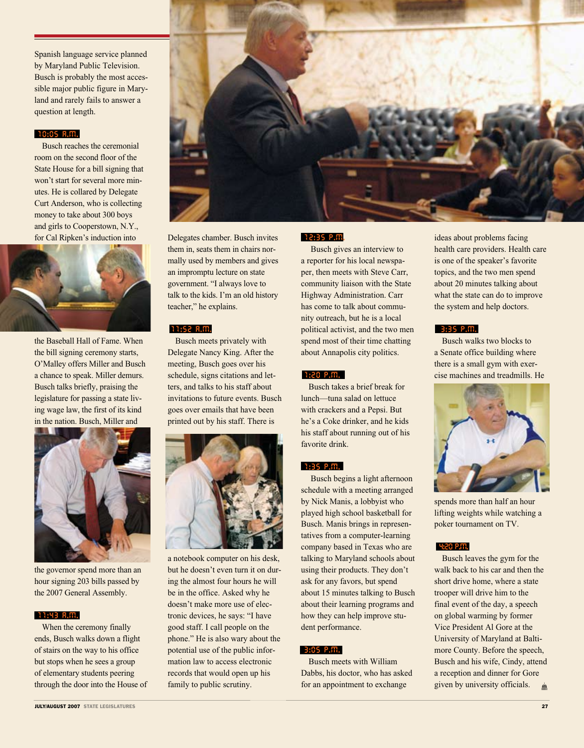Spanish language service planned by Maryland Public Television. Busch is probably the most accessible major public figure in Maryland and rarely fails to answer a question at length.

**10:05 A.M.**

Busch reaches the ceremonial room on the second floor of the State House for a bill signing that won't start for several more minutes. He is collared by Delegate Curt Anderson, who is collecting money to take about 300 boys and girls to Cooperstown, N.Y., for Cal Ripken's induction into the Baseball Hall of Fame. When the bill signing ceremony starts, O'Malley offers Miller and Busch a chance to speak. Miller demurs. Busch talks briefly, praising the legislature for passing a state living wage law, the first of its kind in the nation. Busch, Miller and the governor spend more than an hour signing 203 bills passed by the 2007 General Assembly.

**11:43 A.M.**

When the ceremony finally ends, Busch walks down a flight of stairs on the way to his office but stops when he sees a group of elementary students peering through the door into the House of Delegates chamber. Busch invites them in, seats them in chairs normally used by members and gives an impromptu lecture on state government. "I always love to talk to the kids. I'm an old history teacher," he explains.

**11:52 A.M.**

Busch meets privately with Delegate Nancy King. After the meeting, Busch goes over his schedule, signs citations and letters, and talks to his staff about invitations to future events. Busch goes over emails that have been printed out by his staff. There is a notebook computer on his desk, but he doesn't even turn it on during the almost four hours he will be in the office. Asked why he doesn't make more use of electronic devices, he says: "I have good staff. I call people on the phone." He is also wary about the potential use of the public information law to access electronic records that would open up his family to public scrutiny.

**12:35 P.M.**

Busch gives an interview to a reporter for his local newspaper, then meets with Steve Carr, community liaison with the State Highway Administration. Carr has come to talk about community outreach, but he is a local political activist, and the two men spend most of their time chatting about Annapolis city politics.

**1:20 P.M.**

Busch takes a brief break for lunch—tuna salad on lettuce with crackers and a Pepsi. But he's a Coke drinker, and he kids his staff about running out of his favorite drink.

**1:35 P.M.**

Busch begins a light afternoon schedule with a meeting arranged by Nick Manis, a lobbyist who played high school basketball for Busch. Manis brings in representatives from a computer-learning company based in Texas who are talking to Maryland schools about using their products. They don't ask for any favors, but spend about 15 minutes talking to Busch about their learning programs and how they can help improve student performance.

**3:05 P.M.**

Busch meets with William Dabbs, his doctor, who has asked for an appointment to exchange ideas about problems facing health care providers. Health care is one of the speaker's favorite topics, and the two men spend about 20 minutes talking about what the state can do to improve the system and help doctors.

**3:35 P.M.**

Busch walks two blocks to a Senate office building where there is a small gym with exercise machines and treadmills. He spends more than half an hour lifting weights while watching a poker tournament on TV.

**4:20 P.M.**

Busch leaves the gym for the walk back to his car and then the short drive home, where a state trooper will drive him to the final event of the day, a speech on global warming by former Vice President Al Gore at the University of Maryland at Baltimore County. Before the speech, Busch and his wife, Cindy, attend a reception and dinner for Gore given by university officials.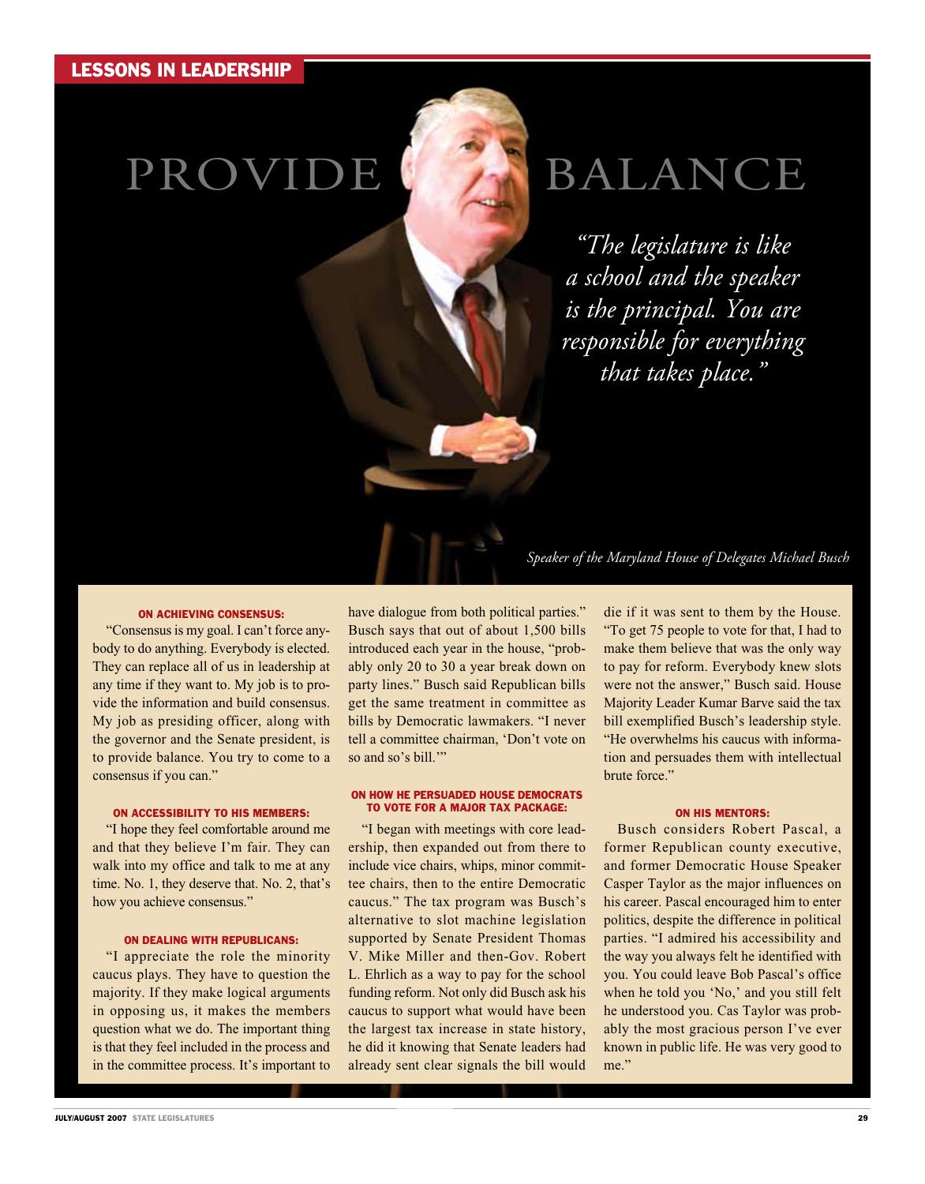LESSONS IN LEADERSHIP

# PROVIDE BALANCE

*"The legislature is like a school and the speaker is the principal. You are responsible for everything that takes place."*

*Speaker of the Maryland House of Delegates Michael Busch*

#### ON ACHIEVING CONSENSUS:

"Consensus is my goal. I can't force anybody to do anything. Everybody is elected. They can replace all of us in leadership at any time if they want to. My job is to provide the information and build consensus. My job as presiding officer, along with the governor and the Senate president, is to provide balance. You try to come to a consensus if you can."

#### ON ACCESSIBILITY TO HIS MEMBERS:

"I hope they feel comfortable around me and that they believe I'm fair. They can walk into my office and talk to me at any time. No. 1, they deserve that. No. 2, that's how you achieve consensus."

#### ON DEALING WITH REPUBLICANS:

"I appreciate the role the minority caucus plays. They have to question the majority. If they make logical arguments in opposing us, it makes the members question what we do. The important thing is that they feel included in the process and in the committee process. It's important to have dialogue from both political parties." Busch says that out of about 1,500 bills introduced each year in the house, "probably only 20 to 30 a year break down on party lines." Busch said Republican bills get the same treatment in committee as bills by Democratic lawmakers. "I never tell a committee chairman, 'Don't vote on so and so's bill.'"

#### ON HOW HE PERSUADED HOUSE DEMOCRATS TO VOTE FOR A MAJOR TAX PACKAGE:

"I began with meetings with core leadership, then expanded out from there to include vice chairs, whips, minor committee chairs, then to the entire Democratic caucus." The tax program was Busch's alternative to slot machine legislation supported by Senate President Thomas V. Mike Miller and then-Gov. Robert L. Ehrlich as a way to pay for the school funding reform. Not only did Busch ask his caucus to support what would have been the largest tax increase in state history, he did it knowing that Senate leaders had already sent clear signals the bill would die if it was sent to them by the House. "To get 75 people to vote for that, I had to make them believe that was the only way to pay for reform. Everybody knew slots were not the answer," Busch said. House Majority Leader Kumar Barve said the tax bill exemplified Busch's leadership style. "He overwhelms his caucus with information and persuades them with intellectual brute force."

#### ON HIS MENTORS:

Busch considers Robert Pascal, a former Republican county executive, and former Democratic House Speaker Casper Taylor as the major influences on his career. Pascal encouraged him to enter politics, despite the difference in political parties. "I admired his accessibility and the way you always felt he identified with you. You could leave Bob Pascal's office when he told you 'No,' and you still felt he understood you. Cas Taylor was probably the most gracious person I've ever known in public life. He was very good to me."